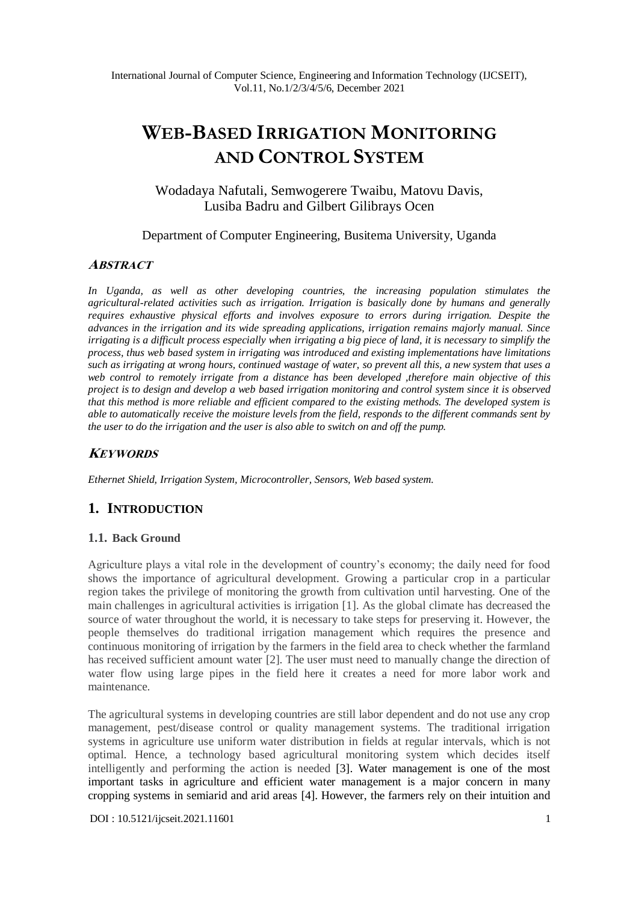# WEB-BASED IRRIGATION MONITORING AND CONTROL SYSTEM

Wodadaya Nafutali, Semwogerere Twaibu, Matovu Davis, Lusiba Badru and Gilbert Gilibrays Ocen

Department of Computer Engineering, Busitema University, Uganda

## ABSTRACT

*In Uganda, as well as other developing countries, the increasing population stimulates the agricultural-related activities such as irrigation. Irrigation is basically done by humans and generally requires exhaustive physical efforts and involves exposure to errors during irrigation. Despite the advances in the irrigation and its wide spreading applications, irrigation remains majorly manual. Since irrigating is a difficult process especially when irrigating a big piece of land, it is necessary to simplify the process, thus web based system in irrigating was introduced and existing implementations have limitations such as irrigating at wrong hours, continued wastage of water, so prevent all this, a new system that uses a web control to remotely irrigate from a distance has been developed ,therefore main objective of this project is to design and develop a web based irrigation monitoring and control system since it is observed that this method is more reliable and efficient compared to the existing methods. The developed system is able to automatically receive the moisture levels from the field, responds to the different commands sent by the user to do the irrigation and the user is also able to switch on and off the pump.*

## KEYWORDS

*Ethernet Shield, Irrigation System, Microcontroller, Sensors, Web based system.*

## 1. INTRODUCTION

### 1.1. Back Ground

Agriculture plays a vital role in the development of country's economy; the daily need for food shows the importance of agricultural development. Growing a particular crop in a particular region takes the privilege of monitoring the growth from cultivation until harvesting. One of the main challenges in agricultural activities is irrigation [1]. As the global climate has decreased the source of water throughout the world, it is necessary to take steps for preserving it. However, the people themselves do traditional irrigation management which requires the presence and continuous monitoring of irrigation by the farmers in the field area to check whether the farmland has received sufficient amount water [2]. The user must need to manually change the direction of water flow using large pipes in the field here it creates a need for more labor work and maintenance.

The agricultural systems in developing countries are still labor dependent and do not use any crop management, pest/disease control or quality management systems. The traditional irrigation systems in agriculture use uniform water distribution in fields at regular intervals, which is not optimal. Hence, a technology based agricultural monitoring system which decides itself intelligently and performing the action is needed [3]. Water management is one of the most important tasks in agriculture and efficient water management is a major concern in many cropping systems in semiarid and arid areas [4]. However, the farmers rely on their intuition and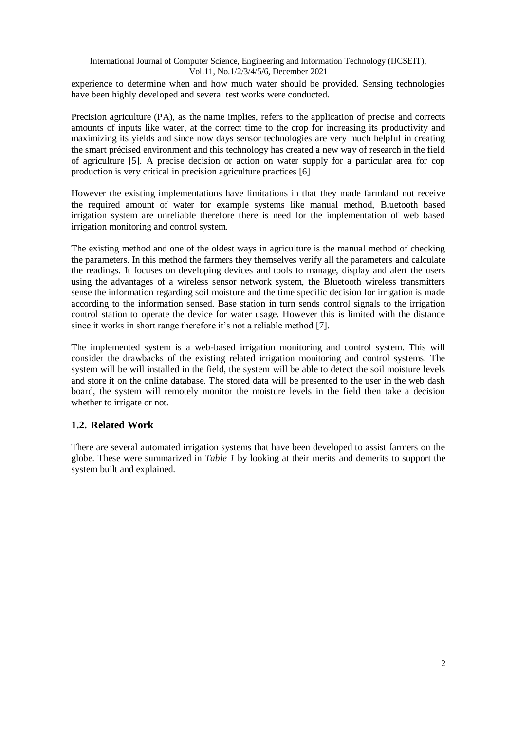experience to determine when and how much water should be provided. Sensing technologies have been highly developed and several test works were conducted.

Precision agriculture (PA), as the name implies, refers to the application of precise and corrects amounts of inputs like water, at the correct time to the crop for increasing its productivity and maximizing its yields and since now days sensor technologies are very much helpful in creating the smart précised environment and this technology has created a new way of research in the field of agriculture [5]. A precise decision or action on water supply for a particular area for cop production is very critical in precision agriculture practices [6]

However the existing implementations have limitations in that they made farmland not receive the required amount of water for example systems like manual method, Bluetooth based irrigation system are unreliable therefore there is need for the implementation of web based irrigation monitoring and control system.

The existing method and one of the oldest ways in agriculture is the manual method of checking the parameters. In this method the farmers they themselves verify all the parameters and calculate the readings. It focuses on developing devices and tools to manage, display and alert the users using the advantages of a wireless sensor network system, the Bluetooth wireless transmitters sense the information regarding soil moisture and the time specific decision for irrigation is made according to the information sensed. Base station in turn sends control signals to the irrigation control station to operate the device for water usage. However this is limited with the distance since it works in short range therefore it's not a reliable method [7].

The implemented system is a web-based irrigation monitoring and control system. This will consider the drawbacks of the existing related irrigation monitoring and control systems. The system will be will installed in the field, the system will be able to detect the soil moisture levels and store it on the online database. The stored data will be presented to the user in the web dash board, the system will remotely monitor the moisture levels in the field then take a decision whether to irrigate or not.

## 1.2. Related Work

There are several automated irrigation systems that have been developed to assist farmers on the globe. These were summarized in *Table 1* by looking at their merits and demerits to support the system built and explained.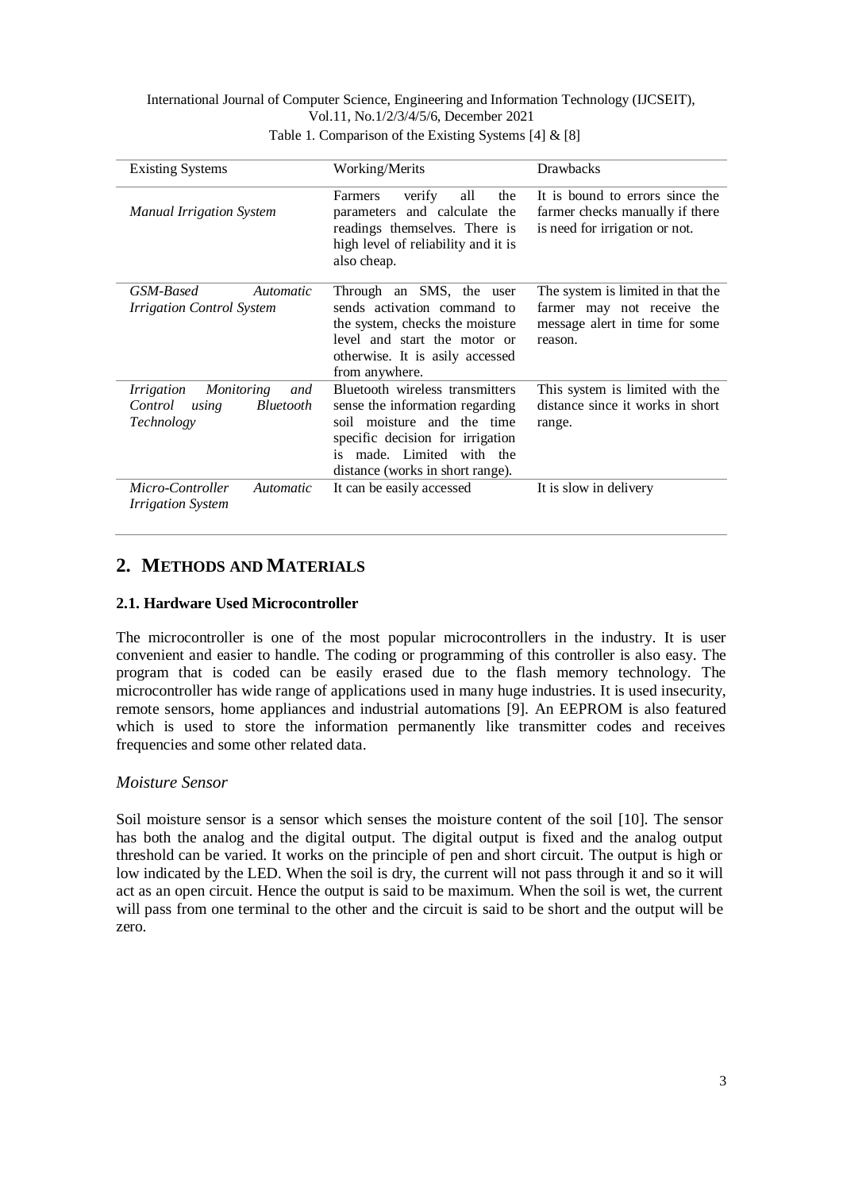Table 1. Comparison of the Existing Systems [4] & [8]

| Existing Systems | Working/Merits | Drawbacks |
|---|---|---|
| *Manual Irrigation System* | Farmers verify all the parameters and calculate the readings themselves. There is high level of reliability and it is also cheap. | It is bound to errors since the farmer checks manually if there is need for irrigation or not. |
| *GSM-Based Automatic Irrigation Control System* | Through an SMS, the user sends activation command to the system, checks the moisture level and start the motor or otherwise. It is asily accessed from anywhere. | The system is limited in that the farmer may not receive the message alert in time for some reason. |
| *Irrigation Monitoring and Control using Bluetooth Technology* | Bluetooth wireless transmitters sense the information regarding soil moisture and the time specific decision for irrigation is made. Limited with the distance (works in short range). | This system is limited with the distance since it works in short range. |
| *Micro-Controller Automatic Irrigation System* | It can be easily accessed | It is slow in delivery |

## 2. METHODS AND MATERIALS

### 2.1. Hardware Used Microcontroller

The microcontroller is one of the most popular microcontrollers in the industry. It is user convenient and easier to handle. The coding or programming of this controller is also easy. The program that is coded can be easily erased due to the flash memory technology. The microcontroller has wide range of applications used in many huge industries. It is used insecurity, remote sensors, home appliances and industrial automations [9]. An EEPROM is also featured which is used to store the information permanently like transmitter codes and receives frequencies and some other related data.

*Moisture Sensor*

Soil moisture sensor is a sensor which senses the moisture content of the soil [10]. The sensor has both the analog and the digital output. The digital output is fixed and the analog output threshold can be varied. It works on the principle of pen and short circuit. The output is high or low indicated by the LED. When the soil is dry, the current will not pass through it and so it will act as an open circuit. Hence the output is said to be maximum. When the soil is wet, the current will pass from one terminal to the other and the circuit is said to be short and the output will be zero.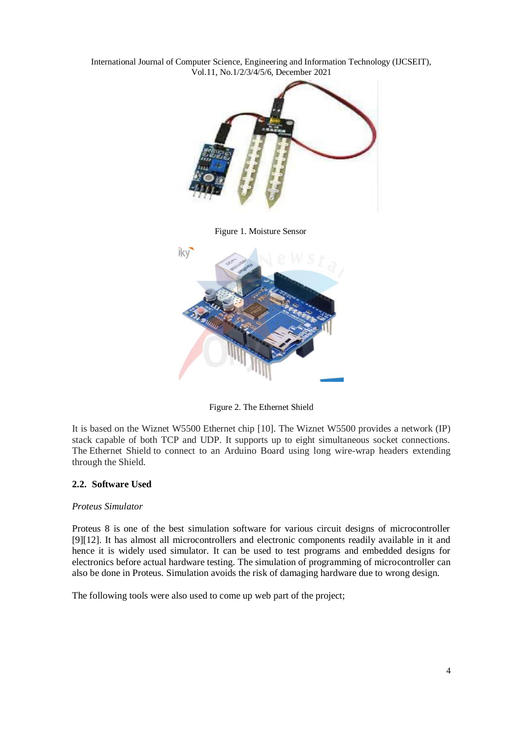Figure 1. Moisture Sensor

Figure 2. The Ethernet Shield

It is based on the Wiznet W5500 Ethernet chip [10]. The Wiznet W5500 provides a network (IP) stack capable of both TCP and UDP. It supports up to eight simultaneous socket connections. The Ethernet Shield to connect to an Arduino Board using long wire-wrap headers extending through the Shield.

### 2.2. Software Used

*Proteus Simulator*

Proteus 8 is one of the best simulation software for various circuit designs of microcontroller [9][12]. It has almost all microcontrollers and electronic components readily available in it and hence it is widely used simulator. It can be used to test programs and embedded designs for electronics before actual hardware testing. The simulation of programming of microcontroller can also be done in Proteus. Simulation avoids the risk of damaging hardware due to wrong design.

The following tools were also used to come up web part of the project;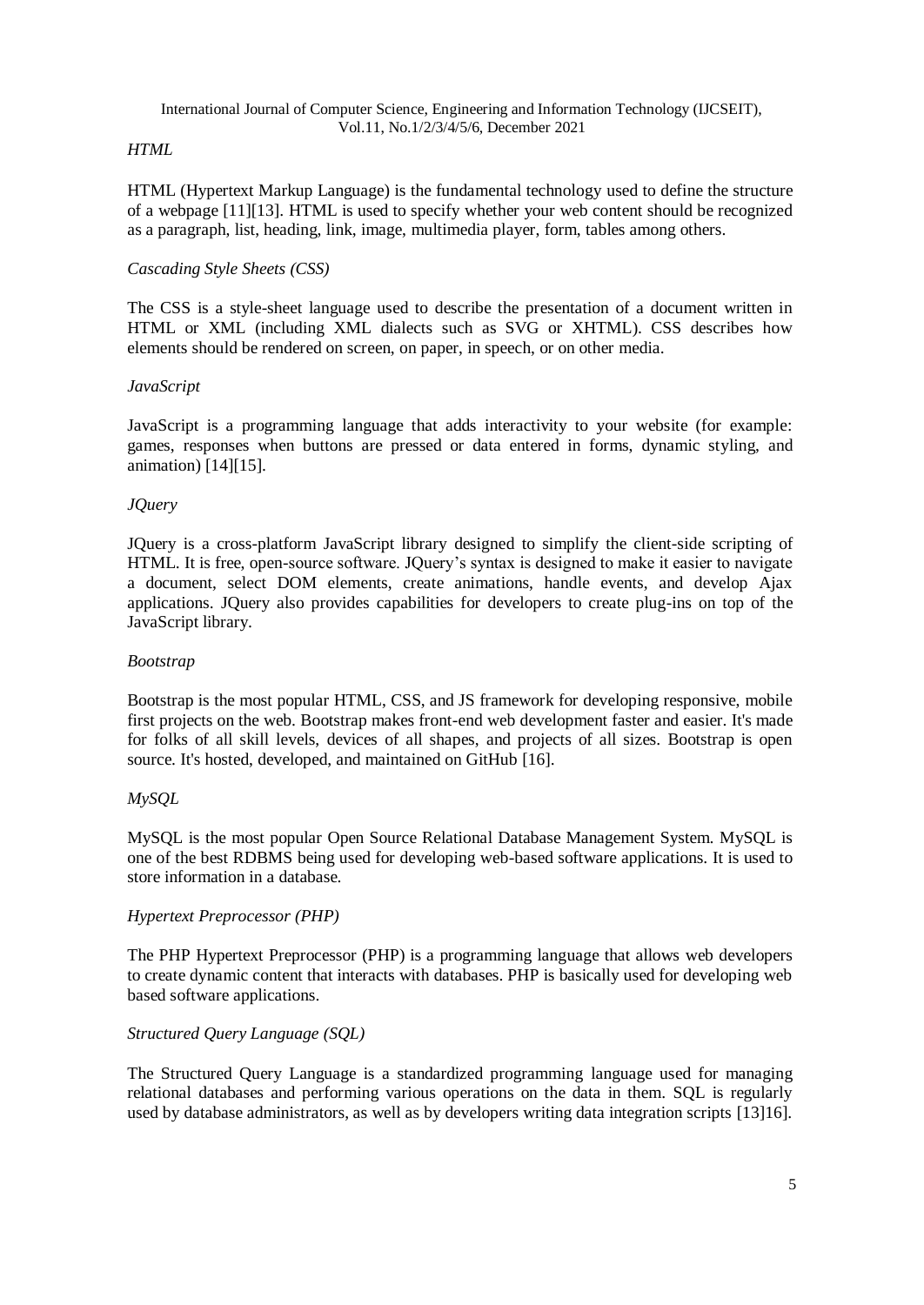*HTML*

HTML (Hypertext Markup Language) is the fundamental technology used to define the structure of a webpage [11][13]. HTML is used to specify whether your web content should be recognized as a paragraph, list, heading, link, image, multimedia player, form, tables among others.

*Cascading Style Sheets (CSS)*

The CSS is a style-sheet language used to describe the presentation of a document written in HTML or XML (including XML dialects such as SVG or XHTML). CSS describes how elements should be rendered on screen, on paper, in speech, or on other media.

*JavaScript*

JavaScript is a programming language that adds interactivity to your website (for example: games, responses when buttons are pressed or data entered in forms, dynamic styling, and animation) [14][15].

*JQuery*

JQuery is a cross-platform JavaScript library designed to simplify the client-side scripting of HTML. It is free, open-source software. JQuery's syntax is designed to make it easier to navigate a document, select DOM elements, create animations, handle events, and develop Ajax applications. JQuery also provides capabilities for developers to create plug-ins on top of the JavaScript library.

*Bootstrap*

Bootstrap is the most popular HTML, CSS, and JS framework for developing responsive, mobile first projects on the web. Bootstrap makes front-end web development faster and easier. It's made for folks of all skill levels, devices of all shapes, and projects of all sizes. Bootstrap is open source. It's hosted, developed, and maintained on GitHub [16].

*MySQL*

MySQL is the most popular Open Source Relational Database Management System. MySQL is one of the best RDBMS being used for developing web-based software applications. It is used to store information in a database.

*Hypertext Preprocessor (PHP)*

The PHP Hypertext Preprocessor (PHP) is a programming language that allows web developers to create dynamic content that interacts with databases. PHP is basically used for developing web based software applications.

*Structured Query Language (SQL)*

The Structured Query Language is a standardized programming language used for managing relational databases and performing various operations on the data in them. SQL is regularly used by database administrators, as well as by developers writing data integration scripts [13]16].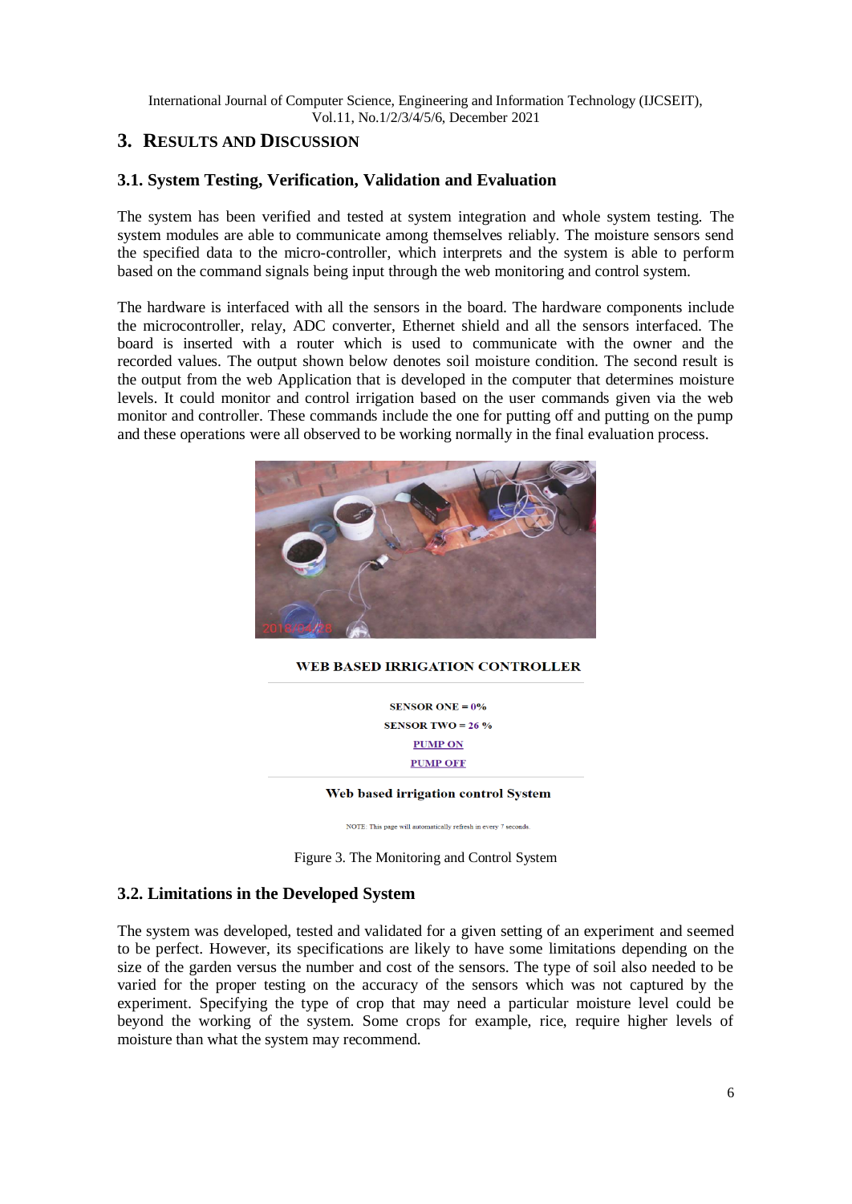## 3. RESULTS AND DISCUSSION

### 3.1. System Testing, Verification, Validation and Evaluation

The system has been verified and tested at system integration and whole system testing. The system modules are able to communicate among themselves reliably. The moisture sensors send the specified data to the micro-controller, which interprets and the system is able to perform based on the command signals being input through the web monitoring and control system.

The hardware is interfaced with all the sensors in the board. The hardware components include the microcontroller, relay, ADC converter, Ethernet shield and all the sensors interfaced. The board is inserted with a router which is used to communicate with the owner and the recorded values. The output shown below denotes soil moisture condition. The second result is the output from the web Application that is developed in the computer that determines moisture levels. It could monitor and control irrigation based on the user commands given via the web monitor and controller. These commands include the one for putting off and putting on the pump and these operations were all observed to be working normally in the final evaluation process.

**WEB BASED IRRIGATION CONTROLLER**

**SENSOR ONE = 0%**

**SENSOR TWO = 26 %**

**PUMP ON**

**PUMP OFF**

**Web based irrigation control System**

NOTE: This page will automatically refresh in every 7 seconds.

Figure 3. The Monitoring and Control System

### 3.2. Limitations in the Developed System

The system was developed, tested and validated for a given setting of an experiment and seemed to be perfect. However, its specifications are likely to have some limitations depending on the size of the garden versus the number and cost of the sensors. The type of soil also needed to be varied for the proper testing on the accuracy of the sensors which was not captured by the experiment. Specifying the type of crop that may need a particular moisture level could be beyond the working of the system. Some crops for example, rice, require higher levels of moisture than what the system may recommend.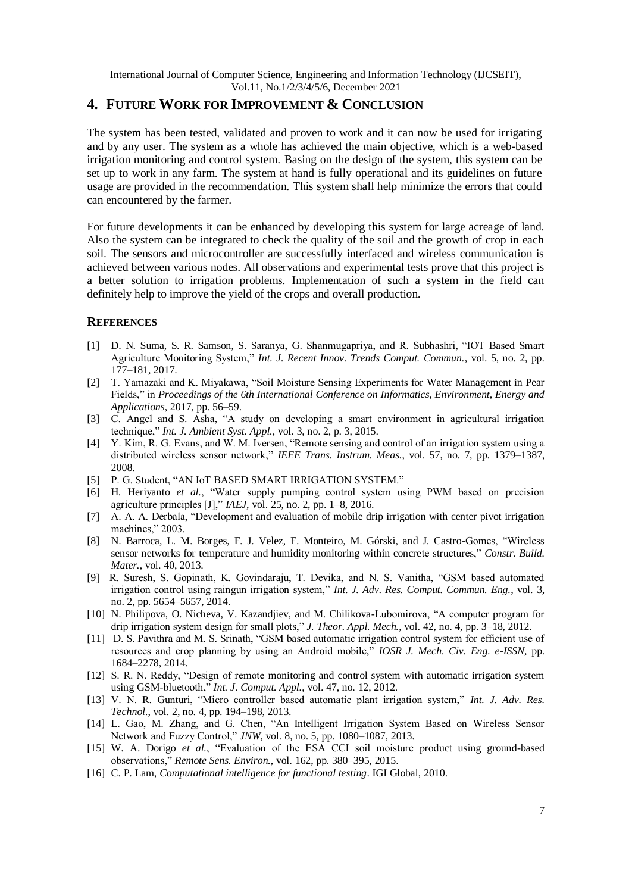## 4. FUTURE WORK FOR IMPROVEMENT & CONCLUSION

The system has been tested, validated and proven to work and it can now be used for irrigating and by any user. The system as a whole has achieved the main objective, which is a web-based irrigation monitoring and control system. Basing on the design of the system, this system can be set up to work in any farm. The system at hand is fully operational and its guidelines on future usage are provided in the recommendation. This system shall help minimize the errors that could can encountered by the farmer.

For future developments it can be enhanced by developing this system for large acreage of land. Also the system can be integrated to check the quality of the soil and the growth of crop in each soil. The sensors and microcontroller are successfully interfaced and wireless communication is achieved between various nodes. All observations and experimental tests prove that this project is a better solution to irrigation problems. Implementation of such a system in the field can definitely help to improve the yield of the crops and overall production.

## REFERENCES

[1] D. N. Suma, S. R. Samson, S. Saranya, G. Shanmugapriya, and R. Subhashri, "IOT Based Smart Agriculture Monitoring System," *Int. J. Recent Innov. Trends Comput. Commun.*, vol. 5, no. 2, pp. 177–181, 2017.

[2] T. Yamazaki and K. Miyakawa, "Soil Moisture Sensing Experiments for Water Management in Pear Fields," in *Proceedings of the 6th International Conference on Informatics, Environment, Energy and Applications*, 2017, pp. 56–59.

[3] C. Angel and S. Asha, "A study on developing a smart environment in agricultural irrigation technique," *Int. J. Ambient Syst. Appl.*, vol. 3, no. 2, p. 3, 2015.

[4] Y. Kim, R. G. Evans, and W. M. Iversen, "Remote sensing and control of an irrigation system using a distributed wireless sensor network," *IEEE Trans. Instrum. Meas.*, vol. 57, no. 7, pp. 1379–1387, 2008.

[5] P. G. Student, "AN IoT BASED SMART IRRIGATION SYSTEM."

[6] H. Heriyanto *et al.*, "Water supply pumping control system using PWM based on precision agriculture principles [J]," *IAEJ*, vol. 25, no. 2, pp. 1–8, 2016.

[7] A. A. A. Derbala, "Development and evaluation of mobile drip irrigation with center pivot irrigation machines," 2003.

[8] N. Barroca, L. M. Borges, F. J. Velez, F. Monteiro, M. Górski, and J. Castro-Gomes, "Wireless sensor networks for temperature and humidity monitoring within concrete structures," *Constr. Build. Mater.*, vol. 40, 2013.

[9] R. Suresh, S. Gopinath, K. Govindaraju, T. Devika, and N. S. Vanitha, "GSM based automated irrigation control using raingun irrigation system," *Int. J. Adv. Res. Comput. Commun. Eng.*, vol. 3, no. 2, pp. 5654–5657, 2014.

[10] N. Philipova, O. Nicheva, V. Kazandjiev, and M. Chilikova-Lubomirova, "A computer program for drip irrigation system design for small plots," *J. Theor. Appl. Mech.*, vol. 42, no. 4, pp. 3–18, 2012.

[11] D. S. Pavithra and M. S. Srinath, "GSM based automatic irrigation control system for efficient use of resources and crop planning by using an Android mobile," *IOSR J. Mech. Civ. Eng. e-ISSN*, pp. 1684–2278, 2014.

[12] S. R. N. Reddy, "Design of remote monitoring and control system with automatic irrigation system using GSM-bluetooth," *Int. J. Comput. Appl.*, vol. 47, no. 12, 2012.

[13] V. N. R. Gunturi, "Micro controller based automatic plant irrigation system," *Int. J. Adv. Res. Technol.*, vol. 2, no. 4, pp. 194–198, 2013.

[14] L. Gao, M. Zhang, and G. Chen, "An Intelligent Irrigation System Based on Wireless Sensor Network and Fuzzy Control," *JNW*, vol. 8, no. 5, pp. 1080–1087, 2013.

[15] W. A. Dorigo *et al.*, "Evaluation of the ESA CCI soil moisture product using ground-based observations," *Remote Sens. Environ.*, vol. 162, pp. 380–395, 2015.

[16] C. P. Lam, *Computational intelligence for functional testing*. IGI Global, 2010.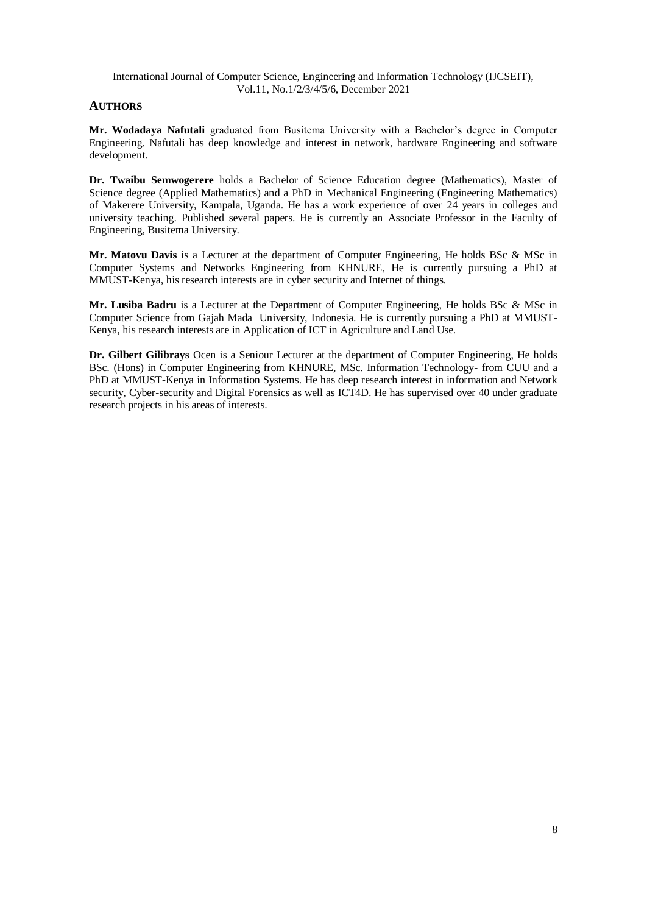## AUTHORS

**Mr. Wodadaya Nafutali** graduated from Busitema University with a Bachelor's degree in Computer Engineering. Nafutali has deep knowledge and interest in network, hardware Engineering and software development.

**Dr. Twaibu Semwogerere** holds a Bachelor of Science Education degree (Mathematics), Master of Science degree (Applied Mathematics) and a PhD in Mechanical Engineering (Engineering Mathematics) of Makerere University, Kampala, Uganda. He has a work experience of over 24 years in colleges and university teaching. Published several papers. He is currently an Associate Professor in the Faculty of Engineering, Busitema University.

**Mr. Matovu Davis** is a Lecturer at the department of Computer Engineering, He holds BSc & MSc in Computer Systems and Networks Engineering from KHNURE, He is currently pursuing a PhD at MMUST-Kenya, his research interests are in cyber security and Internet of things.

**Mr. Lusiba Badru** is a Lecturer at the Department of Computer Engineering, He holds BSc & MSc in Computer Science from Gajah Mada University, Indonesia. He is currently pursuing a PhD at MMUST-Kenya, his research interests are in Application of ICT in Agriculture and Land Use.

**Dr. Gilbert Gilibrays** Ocen is a Seniour Lecturer at the department of Computer Engineering, He holds BSc. (Hons) in Computer Engineering from KHNURE, MSc. Information Technology- from CUU and a PhD at MMUST-Kenya in Information Systems. He has deep research interest in information and Network security, Cyber-security and Digital Forensics as well as ICT4D. He has supervised over 40 under graduate research projects in his areas of interests.